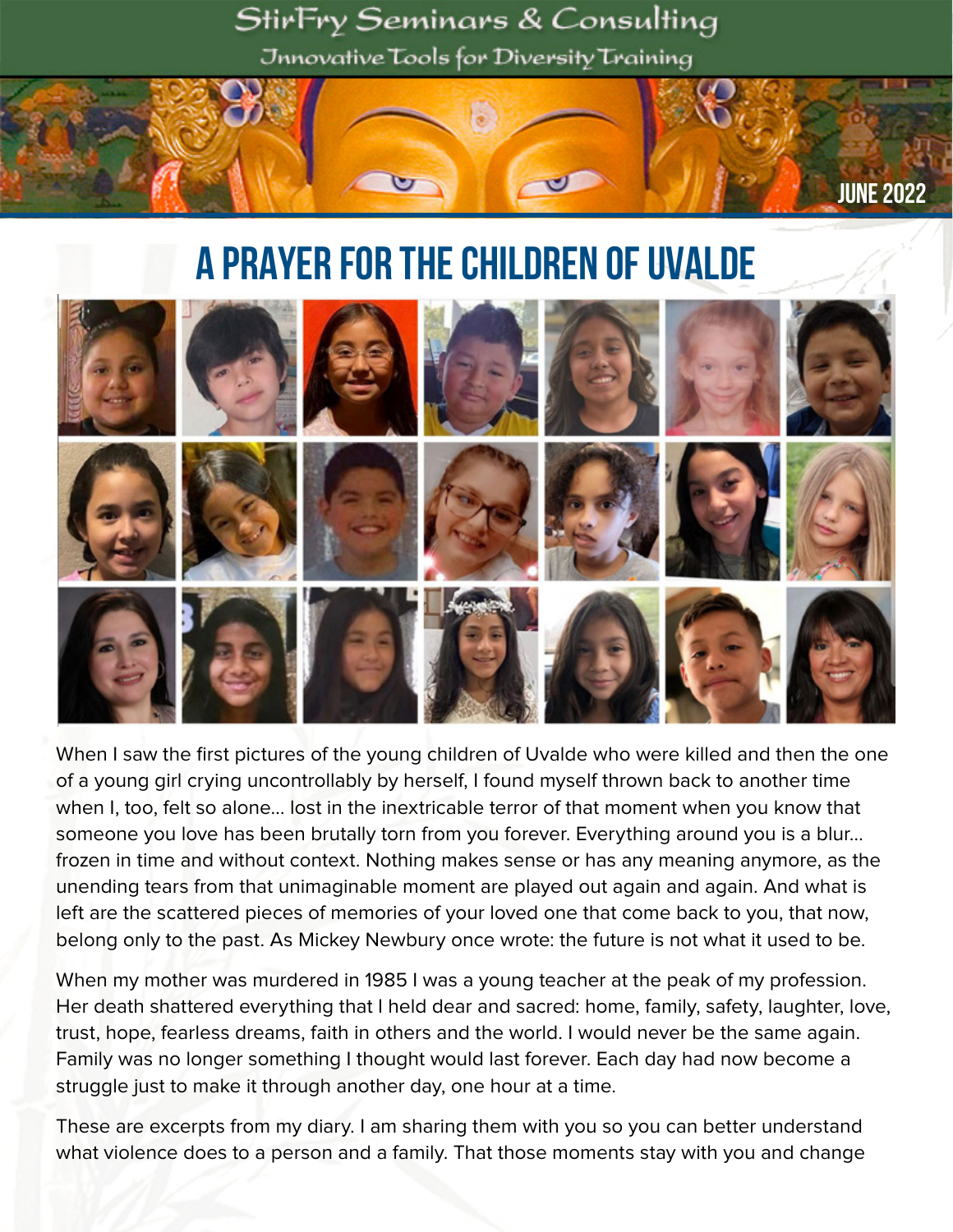# StirFry Seminars & Consulting

Innovative Tools for Diversity Training

JUNE 2022

## A PRAYER FOR THE CHILDREN OF UVALDE

When I saw the first pictures of the young children of Uvalde who were killed and then the one of a young girl crying uncontrollably by herself, I found myself thrown back to another time when I, too, felt so alone… lost in the inextricable terror of that moment when you know that someone you love has been brutally torn from you forever. Everything around you is a blur… frozen in time and without context. Nothing makes sense or has any meaning anymore, as the unending tears from that unimaginable moment are played out again and again. And what is left are the scattered pieces of memories of your loved one that come back to you, that now, belong only to the past. As Mickey Newbury once wrote: the future is not what it used to be.

When my mother was murdered in 1985 I was a young teacher at the peak of my profession. Her death shattered everything that I held dear and sacred: home, family, safety, laughter, love, trust, hope, fearless dreams, faith in others and the world. I would never be the same again. Family was no longer something I thought would last forever. Each day had now become a struggle just to make it through another day, one hour at a time.

These are excerpts from my diary. I am sharing them with you so you can better understand what violence does to a person and a family. That those moments stay with you and change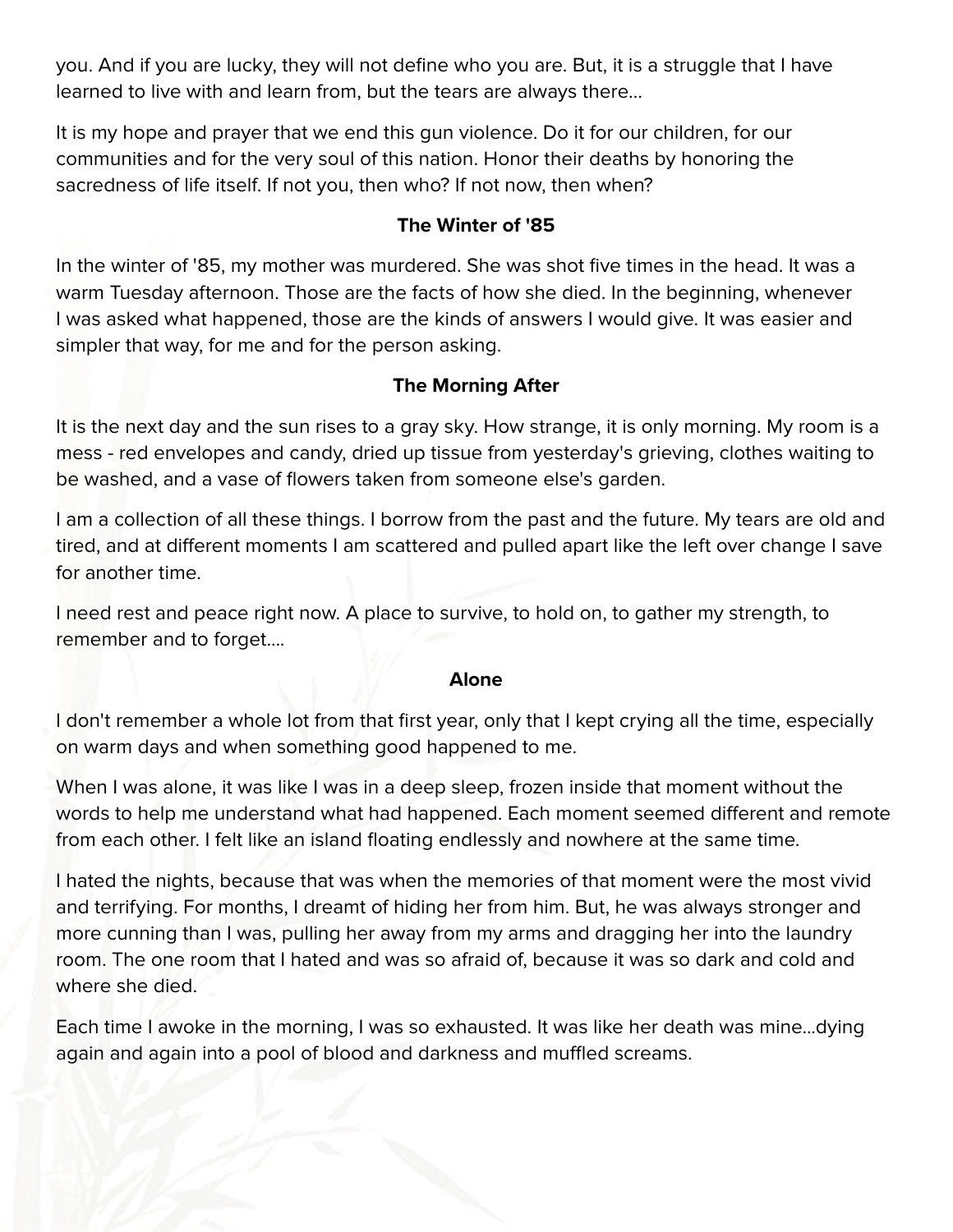you. And if you are lucky, they will not define who you are. But, it is a struggle that I have learned to live with and learn from, but the tears are always there...

It is my hope and prayer that we end this gun violence. Do it for our children, for our communities and for the very soul of this nation. Honor their deaths by honoring the sacredness of life itself. If not you, then who? If not now, then when?

**The Winter of '85**

In the winter of '85, my mother was murdered. She was shot five times in the head. It was a warm Tuesday afternoon. Those are the facts of how she died. In the beginning, whenever I was asked what happened, those are the kinds of answers I would give. It was easier and simpler that way, for me and for the person asking.

**The Morning After**

It is the next day and the sun rises to a gray sky. How strange, it is only morning. My room is a mess - red envelopes and candy, dried up tissue from yesterday's grieving, clothes waiting to be washed, and a vase of flowers taken from someone else's garden.

I am a collection of all these things. I borrow from the past and the future. My tears are old and tired, and at different moments I am scattered and pulled apart like the left over change I save for another time.

I need rest and peace right now. A place to survive, to hold on, to gather my strength, to remember and to forget....

**Alone**

I don't remember a whole lot from that first year, only that I kept crying all the time, especially on warm days and when something good happened to me.

When I was alone, it was like I was in a deep sleep, frozen inside that moment without the words to help me understand what had happened. Each moment seemed different and remote from each other. I felt like an island floating endlessly and nowhere at the same time.

I hated the nights, because that was when the memories of that moment were the most vivid and terrifying. For months, I dreamt of hiding her from him. But, he was always stronger and more cunning than I was, pulling her away from my arms and dragging her into the laundry room. The one room that I hated and was so afraid of, because it was so dark and cold and where she died.

Each time I awoke in the morning, I was so exhausted. It was like her death was mine...dying again and again into a pool of blood and darkness and muffled screams.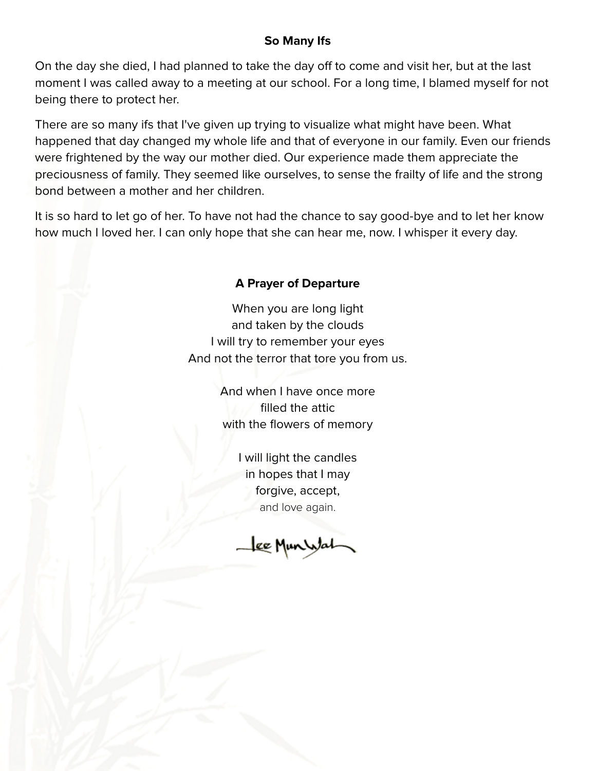### So Many Ifs

On the day she died, I had planned to take the day off to come and visit her, but at the last moment I was called away to a meeting at our school. For a long time, I blamed myself for not being there to protect her.

There are so many ifs that I've given up trying to visualize what might have been. What happened that day changed my whole life and that of everyone in our family. Even our friends were frightened by the way our mother died. Our experience made them appreciate the preciousness of family. They seemed like ourselves, to sense the frailty of life and the strong bond between a mother and her children.

It is so hard to let go of her. To have not had the chance to say good-bye and to let her know how much I loved her. I can only hope that she can hear me, now. I whisper it every day.

### A Prayer of Departure

When you are long light  
and taken by the clouds  
I will try to remember your eyes  
And not the terror that tore you from us.

And when I have once more  
filled the attic  
with the flowers of memory

I will light the candles  
in hopes that I may  
forgive, accept,  
and love again.

Lee Mun Wah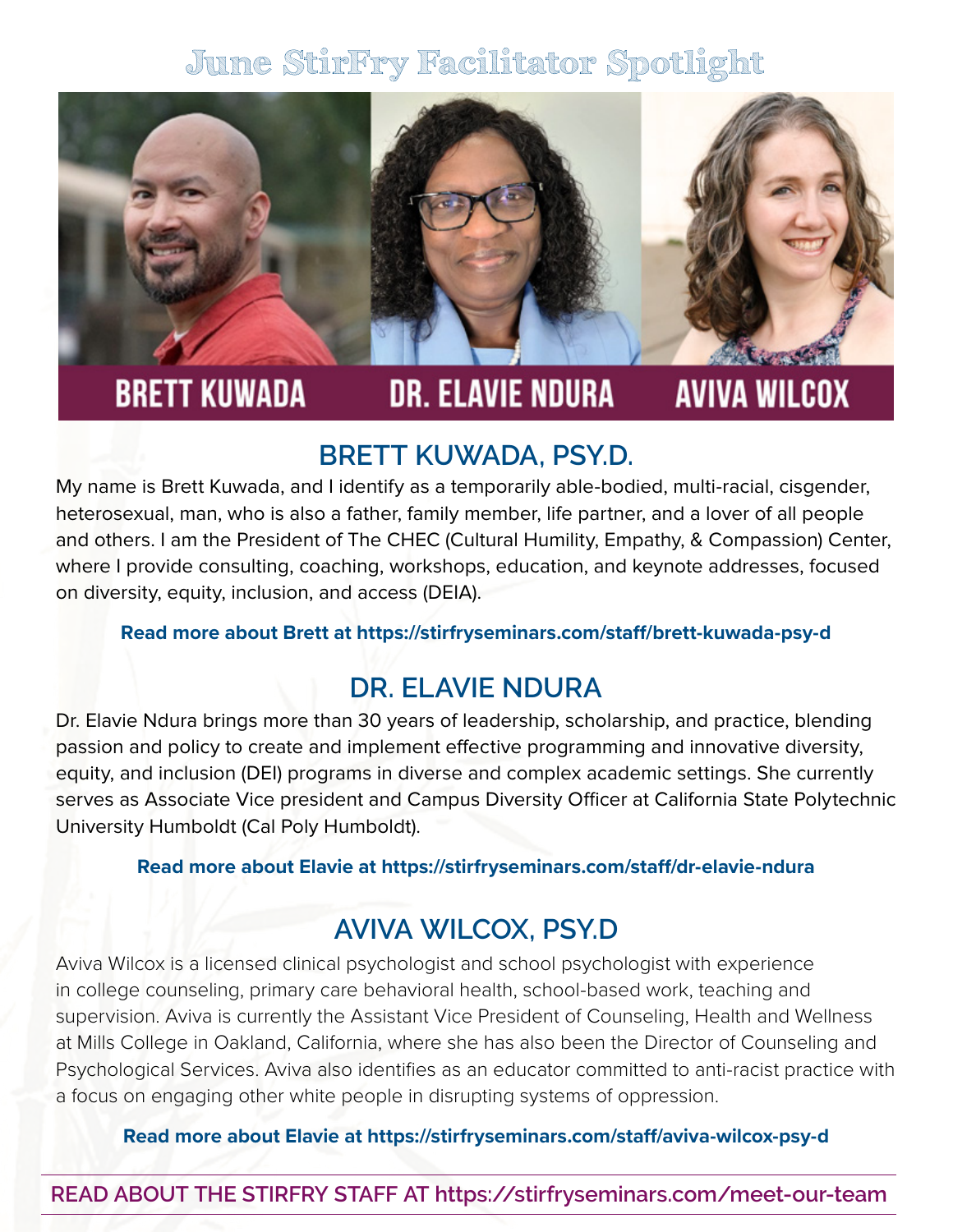# June StirFry Facilitator Spotlight

BRETT KUWADA DR. ELAVIE NDURA AVIVA WILCOX

## BRETT KUWADA, PSY.D.

My name is Brett Kuwada, and I identify as a temporarily able-bodied, multi-racial, cisgender, heterosexual, man, who is also a father, family member, life partner, and a lover of all people and others. I am the President of The CHEC (Cultural Humility, Empathy, & Compassion) Center, where I provide consulting, coaching, workshops, education, and keynote addresses, focused on diversity, equity, inclusion, and access (DEIA).

**Read more about Brett at https://stirfryseminars.com/staff/brett-kuwada-psy-d**

## DR. ELAVIE NDURA

Dr. Elavie Ndura brings more than 30 years of leadership, scholarship, and practice, blending passion and policy to create and implement effective programming and innovative diversity, equity, and inclusion (DEI) programs in diverse and complex academic settings. She currently serves as Associate Vice president and Campus Diversity Officer at California State Polytechnic University Humboldt (Cal Poly Humboldt).

**Read more about Elavie at https://stirfryseminars.com/staff/dr-elavie-ndura**

## AVIVA WILCOX, PSY.D

Aviva Wilcox is a licensed clinical psychologist and school psychologist with experience in college counseling, primary care behavioral health, school-based work, teaching and supervision. Aviva is currently the Assistant Vice President of Counseling, Health and Wellness at Mills College in Oakland, California, where she has also been the Director of Counseling and Psychological Services. Aviva also identifies as an educator committed to anti-racist practice with a focus on engaging other white people in disrupting systems of oppression.

**Read more about Elavie at https://stirfryseminars.com/staff/aviva-wilcox-psy-d**

**READ ABOUT THE STIRFRY STAFF AT https://stirfryseminars.com/meet-our-team**